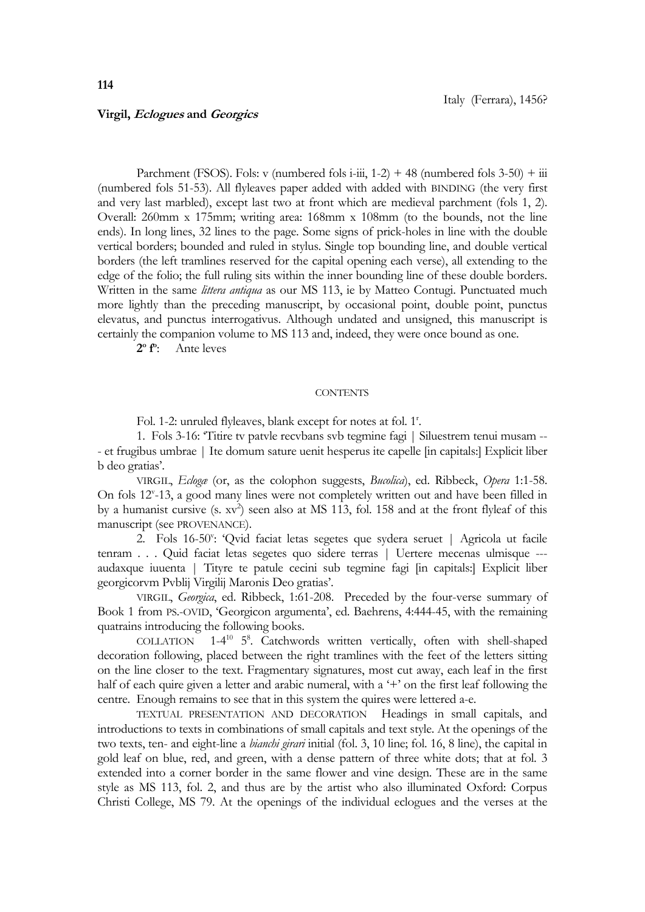# 114

Italy (Ferrara), 1456?

## Virgil, *Eclogues* and *Georgics*

Parchment (FSOS). Fols: v (numbered fols i-iii, 1-2) + 48 (numbered fols 3-50) + iii (numbered fols 51-53). All flyleaves paper added with added with BINDING (the very first and very last marbled), except last two at front which are medieval parchment (fols 1, 2). Overall: 260mm x 175mm; writing area: 168mm x 108mm (to the bounds, not the line ends). In long lines, 32 lines to the page. Some signs of prick-holes in line with the double vertical borders; bounded and ruled in stylus. Single top bounding line, and double vertical borders (the left tramlines reserved for the capital opening each verse), all extending to the edge of the folio; the full ruling sits within the inner bounding line of these double borders. Written in the same *littera antiqua* as our MS 113, ie by Matteo Contugi. Punctuated much more lightly than the preceding manuscript, by occasional point, double point, punctus elevatus, and punctus interrogativus. Although undated and unsigned, this manuscript is certainly the companion volume to MS 113 and, indeed, they were once bound as one.

**2º fº**: Ante leves

### CONTENTS

Fol. 1-2: unruled flyleaves, blank except for notes at fol. 1ʳ.

1. Fols 3-16: 'Titire tv patvle recvbans svb tegmine fagi | Siluestrem tenui musam --- et frugibus umbrae | Ite domum sature uenit hesperus ite capelle [in capitals:] Explicit liber b deo gratias'.

VIRGIL, *Eclogæ* (or, as the colophon suggests, *Bucolica*), ed. Ribbeck, *Opera* 1:1-58. On fols 12ᵛ-13, a good many lines were not completely written out and have been filled in by a humanist cursive (s. xv²) seen also at MS 113, fol. 158 and at the front flyleaf of this manuscript (see PROVENANCE).

2. Fols 16-50ᵛ: 'Qvid faciat letas segetes que sydera seruet | Agricola ut facile tenram . . . Quid faciat letas segetes quo sidere terras | Uertere mecenas ulmisque --- audaxque iuuenta | Tityre te patule cecini sub tegmine fagi [in capitals:] Explicit liber georgicorvm Pvblij Virgilij Maronis Deo gratias'.

VIRGIL, *Georgica*, ed. Ribbeck, 1:61-208. Preceded by the four-verse summary of Book 1 from PS.-OVID, 'Georgicon argumenta', ed. Baehrens, 4:444-45, with the remaining quatrains introducing the following books.

COLLATION 1-4¹⁰ 5⁸. Catchwords written vertically, often with shell-shaped decoration following, placed between the right tramlines with the feet of the letters sitting on the line closer to the text. Fragmentary signatures, most cut away, each leaf in the first half of each quire given a letter and arabic numeral, with a '+' on the first leaf following the centre. Enough remains to see that in this system the quires were lettered a-e.

TEXTUAL PRESENTATION AND DECORATION Headings in small capitals, and introductions to texts in combinations of small capitals and text style. At the openings of the two texts, ten- and eight-line a *bianchi girari* initial (fol. 3, 10 line; fol. 16, 8 line), the capital in gold leaf on blue, red, and green, with a dense pattern of three white dots; that at fol. 3 extended into a corner border in the same flower and vine design. These are in the same style as MS 113, fol. 2, and thus are by the artist who also illuminated Oxford: Corpus Christi College, MS 79. At the openings of the individual eclogues and the verses at the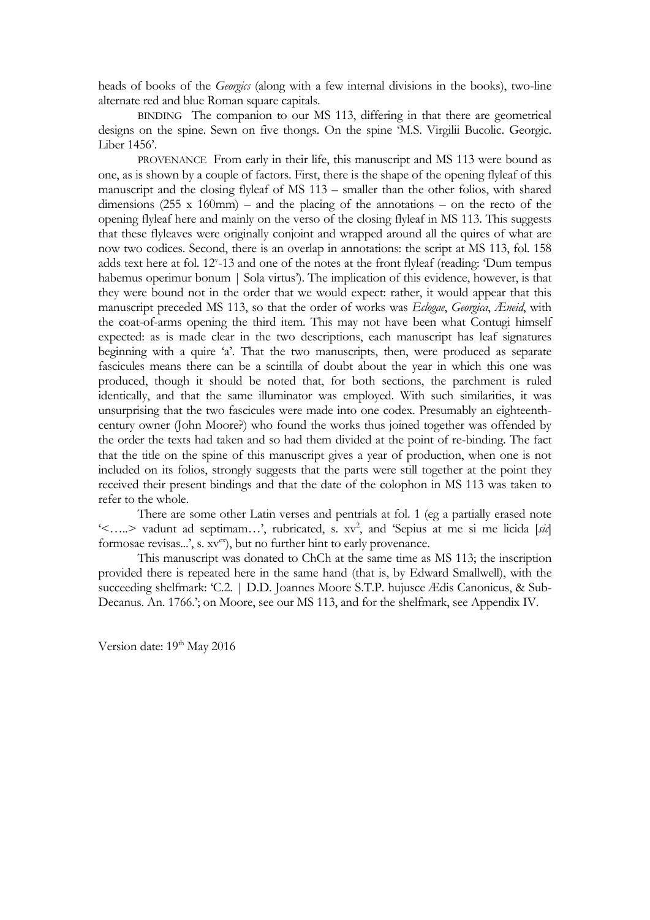heads of books of the *Georgics* (along with a few internal divisions in the books), two-line alternate red and blue Roman square capitals.

BINDING The companion to our MS 113, differing in that there are geometrical designs on the spine. Sewn on five thongs. On the spine 'M.S. Virgilii Bucolic. Georgic. Liber 1456'.

PROVENANCE From early in their life, this manuscript and MS 113 were bound as one, as is shown by a couple of factors. First, there is the shape of the opening flyleaf of this manuscript and the closing flyleaf of MS 113 – smaller than the other folios, with shared dimensions (255 x 160mm) – and the placing of the annotations – on the recto of the opening flyleaf here and mainly on the verso of the closing flyleaf in MS 113. This suggests that these flyleaves were originally conjoint and wrapped around all the quires of what are now two codices. Second, there is an overlap in annotations: the script at MS 113, fol. 158 adds text here at fol. 12v-13 and one of the notes at the front flyleaf (reading: 'Dum tempus habemus operimur bonum | Sola virtus'). The implication of this evidence, however, is that they were bound not in the order that we would expect: rather, it would appear that this manuscript preceded MS 113, so that the order of works was *Eclogae*, *Georgica*, *Æneid*, with the coat-of-arms opening the third item. This may not have been what Contugi himself expected: as is made clear in the two descriptions, each manuscript has leaf signatures beginning with a quire 'a'. That the two manuscripts, then, were produced as separate fascicules means there can be a scintilla of doubt about the year in which this one was produced, though it should be noted that, for both sections, the parchment is ruled identically, and that the same illuminator was employed. With such similarities, it was unsurprising that the two fascicules were made into one codex. Presumably an eighteenth-century owner (John Moore?) who found the works thus joined together was offended by the order the texts had taken and so had them divided at the point of re-binding. The fact that the title on the spine of this manuscript gives a year of production, when one is not included on its folios, strongly suggests that the parts were still together at the point they received their present bindings and that the date of the colophon in MS 113 was taken to refer to the whole.

There are some other Latin verses and pentrials at fol. 1 (eg a partially erased note '<…..> vadunt ad septimam…', rubricated, s. xv2, and 'Sepius at me si me licida [*sic*] formosae revisas...', s. xvex), but no further hint to early provenance.

This manuscript was donated to ChCh at the same time as MS 113; the inscription provided there is repeated here in the same hand (that is, by Edward Smallwell), with the succeeding shelfmark: 'C.2. | D.D. Joannes Moore S.T.P. hujusce Ædis Canonicus, & Sub-Decanus. An. 1766.'; on Moore, see our MS 113, and for the shelfmark, see Appendix IV.

Version date: 19th May 2016